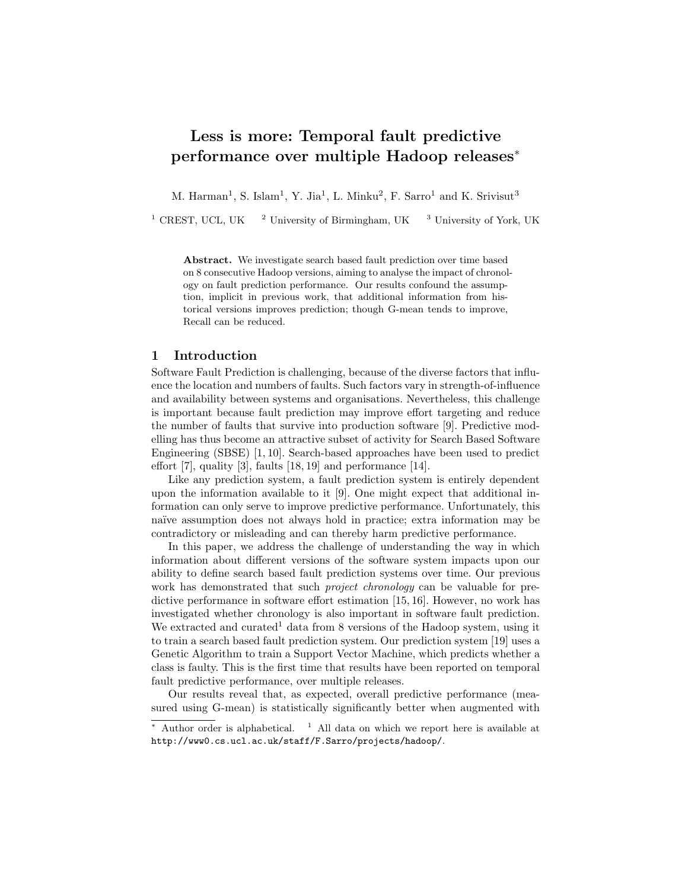# Less is more: Temporal fault predictive performance over multiple Hadoop releases*

M. Harman[1], S. Islam[1], Y. Jia[1], L. Minku[2], F. Sarro[1] and K. Srivisut[3]

[1] CREST, UCL, UK [2] University of Birmingham, UK [3] University of York, UK

**Abstract.** We investigate search based fault prediction over time based on 8 consecutive Hadoop versions, aiming to analyse the impact of chronology on fault prediction performance. Our results confound the assumption, implicit in previous work, that additional information from historical versions improves prediction; though G-mean tends to improve, Recall can be reduced.

## 1 Introduction

Software Fault Prediction is challenging, because of the diverse factors that influence the location and numbers of faults. Such factors vary in strength-of-influence and availability between systems and organisations. Nevertheless, this challenge is important because fault prediction may improve effort targeting and reduce the number of faults that survive into production software [9]. Predictive modelling has thus become an attractive subset of activity for Search Based Software Engineering (SBSE) [1, 10]. Search-based approaches have been used to predict effort [7], quality [3], faults [18, 19] and performance [14].

Like any prediction system, a fault prediction system is entirely dependent upon the information available to it [9]. One might expect that additional information can only serve to improve predictive performance. Unfortunately, this naïve assumption does not always hold in practice; extra information may be contradictory or misleading and can thereby harm predictive performance.

In this paper, we address the challenge of understanding the way in which information about different versions of the software system impacts upon our ability to define search based fault prediction systems over time. Our previous work has demonstrated that such *project chronology* can be valuable for predictive performance in software effort estimation [15, 16]. However, no work has investigated whether chronology is also important in software fault prediction. We extracted and curated[1] data from 8 versions of the Hadoop system, using it to train a search based fault prediction system. Our prediction system [19] uses a Genetic Algorithm to train a Support Vector Machine, which predicts whether a class is faulty. This is the first time that results have been reported on temporal fault predictive performance, over multiple releases.

Our results reveal that, as expected, overall predictive performance (measured using G-mean) is statistically significantly better when augmented with

* Author order is alphabetical. [1] All data on which we report here is available at http://www0.cs.ucl.ac.uk/staff/F.Sarro/projects/hadoop/.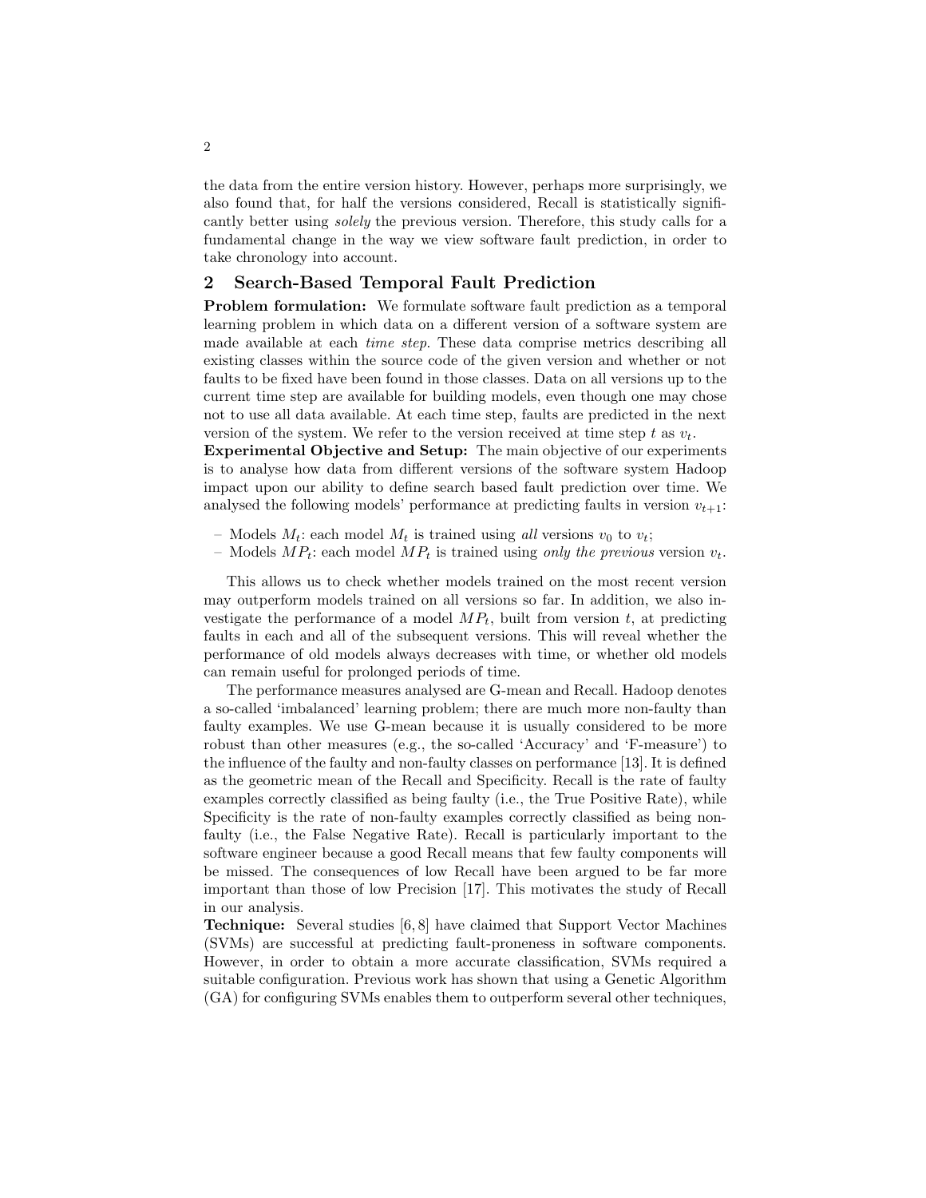the data from the entire version history. However, perhaps more surprisingly, we also found that, for half the versions considered, Recall is statistically significantly better using *solely* the previous version. Therefore, this study calls for a fundamental change in the way we view software fault prediction, in order to take chronology into account.

## 2 Search-Based Temporal Fault Prediction

**Problem formulation:** We formulate software fault prediction as a temporal learning problem in which data on a different version of a software system are made available at each *time step*. These data comprise metrics describing all existing classes within the source code of the given version and whether or not faults to be fixed have been found in those classes. Data on all versions up to the current time step are available for building models, even though one may chose not to use all data available. At each time step, faults are predicted in the next version of the system. We refer to the version received at time step $t$ as $v_t$.

**Experimental Objective and Setup:** The main objective of our experiments is to analyse how data from different versions of the software system Hadoop impact upon our ability to define search based fault prediction over time. We analysed the following models' performance at predicting faults in version $v_{t+1}$:

- Models $M_t$: each model $M_t$ is trained using *all* versions $v_0$ to $v_t$;
- Models $MP_t$: each model $MP_t$ is trained using *only the previous* version $v_t$.

This allows us to check whether models trained on the most recent version may outperform models trained on all versions so far. In addition, we also investigate the performance of a model $MP_t$, built from version $t$, at predicting faults in each and all of the subsequent versions. This will reveal whether the performance of old models always decreases with time, or whether old models can remain useful for prolonged periods of time.

The performance measures analysed are G-mean and Recall. Hadoop denotes a so-called 'imbalanced' learning problem; there are much more non-faulty than faulty examples. We use G-mean because it is usually considered to be more robust than other measures (e.g., the so-called 'Accuracy' and 'F-measure') to the influence of the faulty and non-faulty classes on performance [13]. It is defined as the geometric mean of the Recall and Specificity. Recall is the rate of faulty examples correctly classified as being faulty (i.e., the True Positive Rate), while Specificity is the rate of non-faulty examples correctly classified as being non-faulty (i.e., the False Negative Rate). Recall is particularly important to the software engineer because a good Recall means that few faulty components will be missed. The consequences of low Recall have been argued to be far more important than those of low Precision [17]. This motivates the study of Recall in our analysis.

**Technique:** Several studies [6, 8] have claimed that Support Vector Machines (SVMs) are successful at predicting fault-proneness in software components. However, in order to obtain a more accurate classification, SVMs required a suitable configuration. Previous work has shown that using a Genetic Algorithm (GA) for configuring SVMs enables them to outperform several other techniques,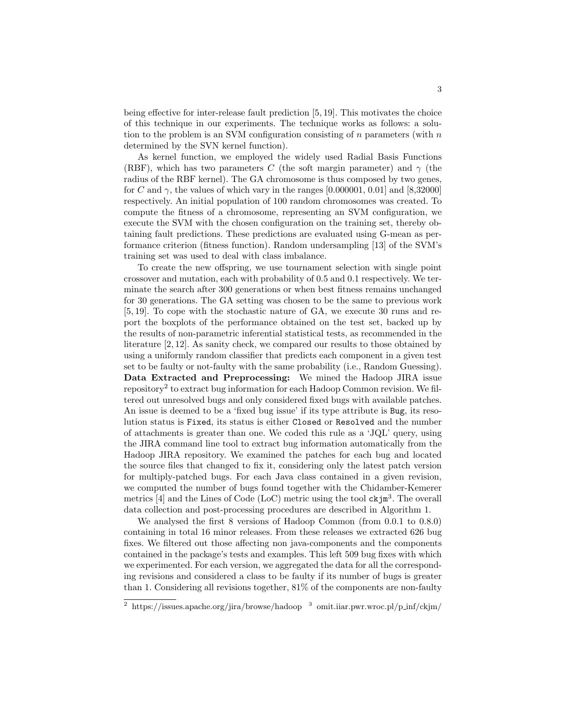being effective for inter-release fault prediction [5, 19]. This motivates the choice of this technique in our experiments. The technique works as follows: a solution to the problem is an SVM configuration consisting of $n$ parameters (with $n$ determined by the SVN kernel function).

As kernel function, we employed the widely used Radial Basis Functions (RBF), which has two parameters $C$ (the soft margin parameter) and $\gamma$ (the radius of the RBF kernel). The GA chromosome is thus composed by two genes, for $C$ and $\gamma$, the values of which vary in the ranges [0.000001, 0.01] and [8,32000] respectively. An initial population of 100 random chromosomes was created. To compute the fitness of a chromosome, representing an SVM configuration, we execute the SVM with the chosen configuration on the training set, thereby obtaining fault predictions. These predictions are evaluated using G-mean as performance criterion (fitness function). Random undersampling [13] of the SVM's training set was used to deal with class imbalance.

To create the new offspring, we use tournament selection with single point crossover and mutation, each with probability of 0.5 and 0.1 respectively. We terminate the search after 300 generations or when best fitness remains unchanged for 30 generations. The GA setting was chosen to be the same to previous work [5, 19]. To cope with the stochastic nature of GA, we execute 30 runs and report the boxplots of the performance obtained on the test set, backed up by the results of non-parametric inferential statistical tests, as recommended in the literature [2, 12]. As sanity check, we compared our results to those obtained by using a uniformly random classifier that predicts each component in a given test set to be faulty or not-faulty with the same probability (i.e., Random Guessing).

**Data Extracted and Preprocessing:** We mined the Hadoop JIRA issue repository[2] to extract bug information for each Hadoop Common revision. We filtered out unresolved bugs and only considered fixed bugs with available patches. An issue is deemed to be a 'fixed bug issue' if its type attribute is `Bug`, its resolution status is `Fixed`, its status is either `Closed` or `Resolved` and the number of attachments is greater than one. We coded this rule as a 'JQL' query, using the JIRA command line tool to extract bug information automatically from the Hadoop JIRA repository. We examined the patches for each bug and located the source files that changed to fix it, considering only the latest patch version for multiply-patched bugs. For each Java class contained in a given revision, we computed the number of bugs found together with the Chidamber-Kemerer metrics [4] and the Lines of Code (LoC) metric using the tool `ckjm`[3]. The overall data collection and post-processing procedures are described in Algorithm 1.

We analysed the first 8 versions of Hadoop Common (from 0.0.1 to 0.8.0) containing in total 16 minor releases. From these releases we extracted 626 bug fixes. We filtered out those affecting non java-components and the components contained in the package's tests and examples. This left 509 bug fixes with which we experimented. For each version, we aggregated the data for all the corresponding revisions and considered a class to be faulty if its number of bugs is greater than 1. Considering all revisions together, 81% of the components are non-faulty

[2] https://issues.apache.org/jira/browse/hadoop [3] omit.iiar.pwr.wroc.pl/p_inf/ckjm/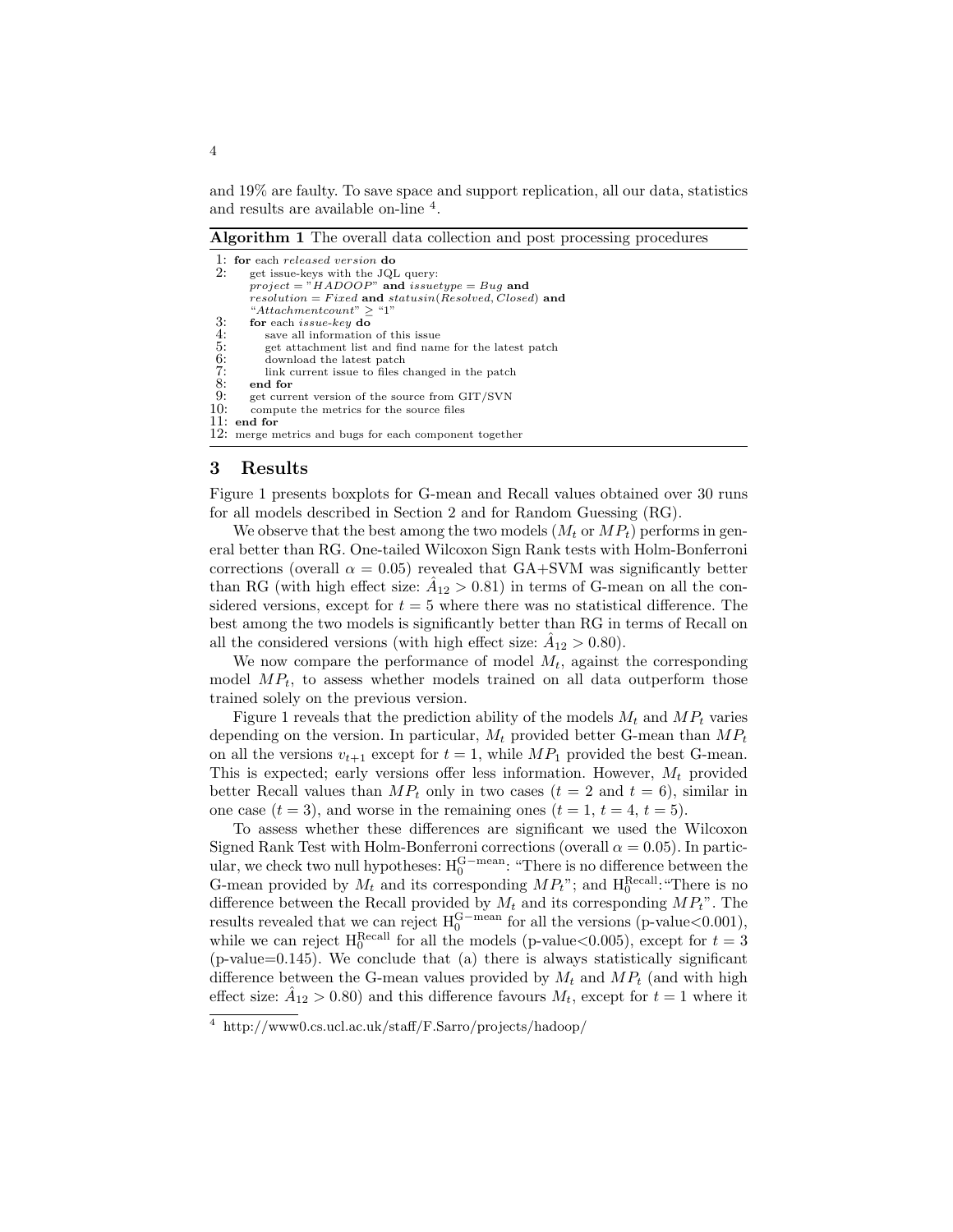and 19% are faulty. To save space and support replication, all our data, statistics and results are available on-line [4].

**Algorithm 1** The overall data collection and post processing procedures

```
1: for each released version do
2:     get issue-keys with the JQL query:
       project = "HADOOP" and issuetype = Bug and
       resolution = Fixed and statusin(Resolved, Closed) and
       "Attachmentcount" ≥ "1"
3:     for each issue-key do
4:         save all information of this issue
5:         get attachment list and find name for the latest patch
6:         download the latest patch
7:         link current issue to files changed in the patch
8:     end for
9:     get current version of the source from GIT/SVN
10:    compute the metrics for the source files
11: end for
12: merge metrics and bugs for each component together
```

## 3 Results

Figure 1 presents boxplots for G-mean and Recall values obtained over 30 runs for all models described in Section 2 and for Random Guessing (RG).

We observe that the best among the two models ($M_t$ or $MP_t$) performs in general better than RG. One-tailed Wilcoxon Sign Rank tests with Holm-Bonferroni corrections (overall $\alpha = 0.05$) revealed that GA+SVM was significantly better than RG (with high effect size: $\hat{A}_{12} > 0.81$) in terms of G-mean on all the considered versions, except for $t = 5$ where there was no statistical difference. The best among the two models is significantly better than RG in terms of Recall on all the considered versions (with high effect size: $\hat{A}_{12} > 0.80$).

We now compare the performance of model $M_t$, against the corresponding model $MP_t$, to assess whether models trained on all data outperform those trained solely on the previous version.

Figure 1 reveals that the prediction ability of the models $M_t$ and $MP_t$ varies depending on the version. In particular, $M_t$ provided better G-mean than $MP_t$ on all the versions $v_{t+1}$ except for $t = 1$, while $MP_1$ provided the best G-mean. This is expected; early versions offer less information. However, $M_t$ provided better Recall values than $MP_t$ only in two cases ($t = 2$ and $t = 6$), similar in one case ($t = 3$), and worse in the remaining ones ($t = 1$, $t = 4$, $t = 5$).

To assess whether these differences are significant we used the Wilcoxon Signed Rank Test with Holm-Bonferroni corrections (overall $\alpha = 0.05$). In particular, we check two null hypotheses: $H_0^{G-mean}$: "There is no difference between the G-mean provided by $M_t$ and its corresponding $MP_t$"; and $H_0^{Recall}$: "There is no difference between the Recall provided by $M_t$ and its corresponding $MP_t$". The results revealed that we can reject $H_0^{G-mean}$ for all the versions (p-value<0.001), while we can reject $H_0^{Recall}$ for all the models (p-value<0.005), except for $t = 3$ (p-value=0.145). We conclude that (a) there is always statistically significant difference between the G-mean values provided by $M_t$ and $MP_t$ (and with high effect size: $\hat{A}_{12} > 0.80$) and this difference favours $M_t$, except for $t = 1$ where it

[4] http://www0.cs.ucl.ac.uk/staff/F.Sarro/projects/hadoop/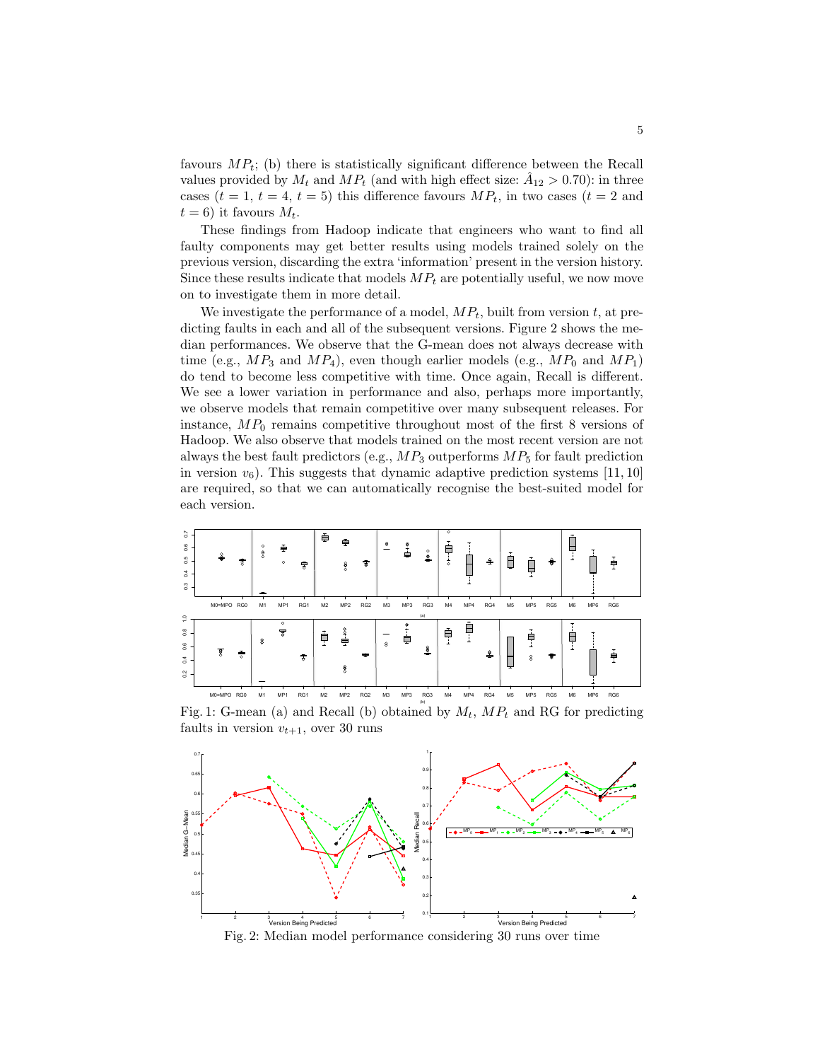favours $MP_t$; (b) there is statistically significant difference between the Recall values provided by $M_t$ and $MP_t$ (and with high effect size: $\hat{A}_{12} > 0.70$): in three cases ($t = 1$, $t = 4$, $t = 5$) this difference favours $MP_t$, in two cases ($t = 2$ and $t = 6$) it favours $M_t$.

These findings from Hadoop indicate that engineers who want to find all faulty components may get better results using models trained solely on the previous version, discarding the extra 'information' present in the version history. Since these results indicate that models $MP_t$ are potentially useful, we now move on to investigate them in more detail.

We investigate the performance of a model, $MP_t$, built from version $t$, at predicting faults in each and all of the subsequent versions. Figure 2 shows the median performances. We observe that the G-mean does not always decrease with time (e.g., $MP_3$ and $MP_4$), even though earlier models (e.g., $MP_0$ and $MP_1$) do tend to become less competitive with time. Once again, Recall is different. We see a lower variation in performance and also, perhaps more importantly, we observe models that remain competitive over many subsequent releases. For instance, $MP_0$ remains competitive throughout most of the first 8 versions of Hadoop. We also observe that models trained on the most recent version are not always the best fault predictors (e.g., $MP_3$ outperforms $MP_5$ for fault prediction in version $v_6$). This suggests that dynamic adaptive prediction systems [11, 10] are required, so that we can automatically recognise the best-suited model for each version.

Fig. 1: G-mean (a) and Recall (b) obtained by $M_t$, $MP_t$ and RG for predicting faults in version $v_{t+1}$, over 30 runs

Fig. 2: Median model performance considering 30 runs over time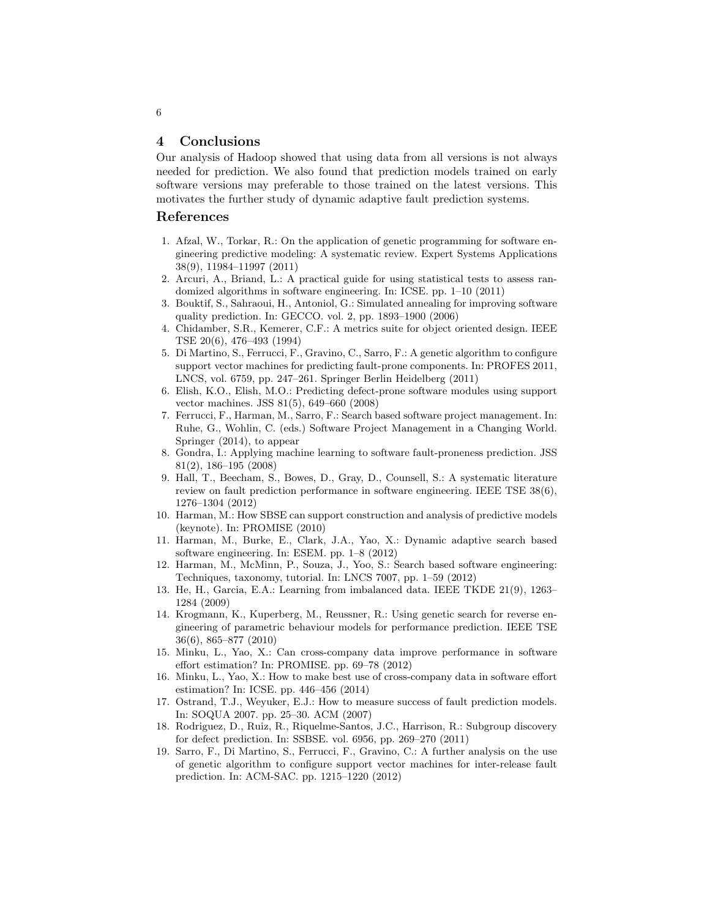## 4 Conclusions

Our analysis of Hadoop showed that using data from all versions is not always needed for prediction. We also found that prediction models trained on early software versions may preferable to those trained on the latest versions. This motivates the further study of dynamic adaptive fault prediction systems.

## References

1. Afzal, W., Torkar, R.: On the application of genetic programming for software engineering predictive modeling: A systematic review. Expert Systems Applications 38(9), 11984–11997 (2011)
2. Arcuri, A., Briand, L.: A practical guide for using statistical tests to assess randomized algorithms in software engineering. In: ICSE. pp. 1–10 (2011)
3. Bouktif, S., Sahraoui, H., Antoniol, G.: Simulated annealing for improving software quality prediction. In: GECCO. vol. 2, pp. 1893–1900 (2006)
4. Chidamber, S.R., Kemerer, C.F.: A metrics suite for object oriented design. IEEE TSE 20(6), 476–493 (1994)
5. Di Martino, S., Ferrucci, F., Gravino, C., Sarro, F.: A genetic algorithm to configure support vector machines for predicting fault-prone components. In: PROFES 2011, LNCS, vol. 6759, pp. 247–261. Springer Berlin Heidelberg (2011)
6. Elish, K.O., Elish, M.O.: Predicting defect-prone software modules using support vector machines. JSS 81(5), 649–660 (2008)
7. Ferrucci, F., Harman, M., Sarro, F.: Search based software project management. In: Ruhe, G., Wohlin, C. (eds.) Software Project Management in a Changing World. Springer (2014), to appear
8. Gondra, I.: Applying machine learning to software fault-proneness prediction. JSS 81(2), 186–195 (2008)
9. Hall, T., Beecham, S., Bowes, D., Gray, D., Counsell, S.: A systematic literature review on fault prediction performance in software engineering. IEEE TSE 38(6), 1276–1304 (2012)
10. Harman, M.: How SBSE can support construction and analysis of predictive models (keynote). In: PROMISE (2010)
11. Harman, M., Burke, E., Clark, J.A., Yao, X.: Dynamic adaptive search based software engineering. In: ESEM. pp. 1–8 (2012)
12. Harman, M., McMinn, P., Souza, J., Yoo, S.: Search based software engineering: Techniques, taxonomy, tutorial. In: LNCS 7007, pp. 1–59 (2012)
13. He, H., Garcia, E.A.: Learning from imbalanced data. IEEE TKDE 21(9), 1263–1284 (2009)
14. Krogmann, K., Kuperberg, M., Reussner, R.: Using genetic search for reverse engineering of parametric behaviour models for performance prediction. IEEE TSE 36(6), 865–877 (2010)
15. Minku, L., Yao, X.: Can cross-company data improve performance in software effort estimation? In: PROMISE. pp. 69–78 (2012)
16. Minku, L., Yao, X.: How to make best use of cross-company data in software effort estimation? In: ICSE. pp. 446–456 (2014)
17. Ostrand, T.J., Weyuker, E.J.: How to measure success of fault prediction models. In: SOQUA 2007. pp. 25–30. ACM (2007)
18. Rodriguez, D., Ruiz, R., Riquelme-Santos, J.C., Harrison, R.: Subgroup discovery for defect prediction. In: SSBSE. vol. 6956, pp. 269–270 (2011)
19. Sarro, F., Di Martino, S., Ferrucci, F., Gravino, C.: A further analysis on the use of genetic algorithm to configure support vector machines for inter-release fault prediction. In: ACM-SAC. pp. 1215–1220 (2012)